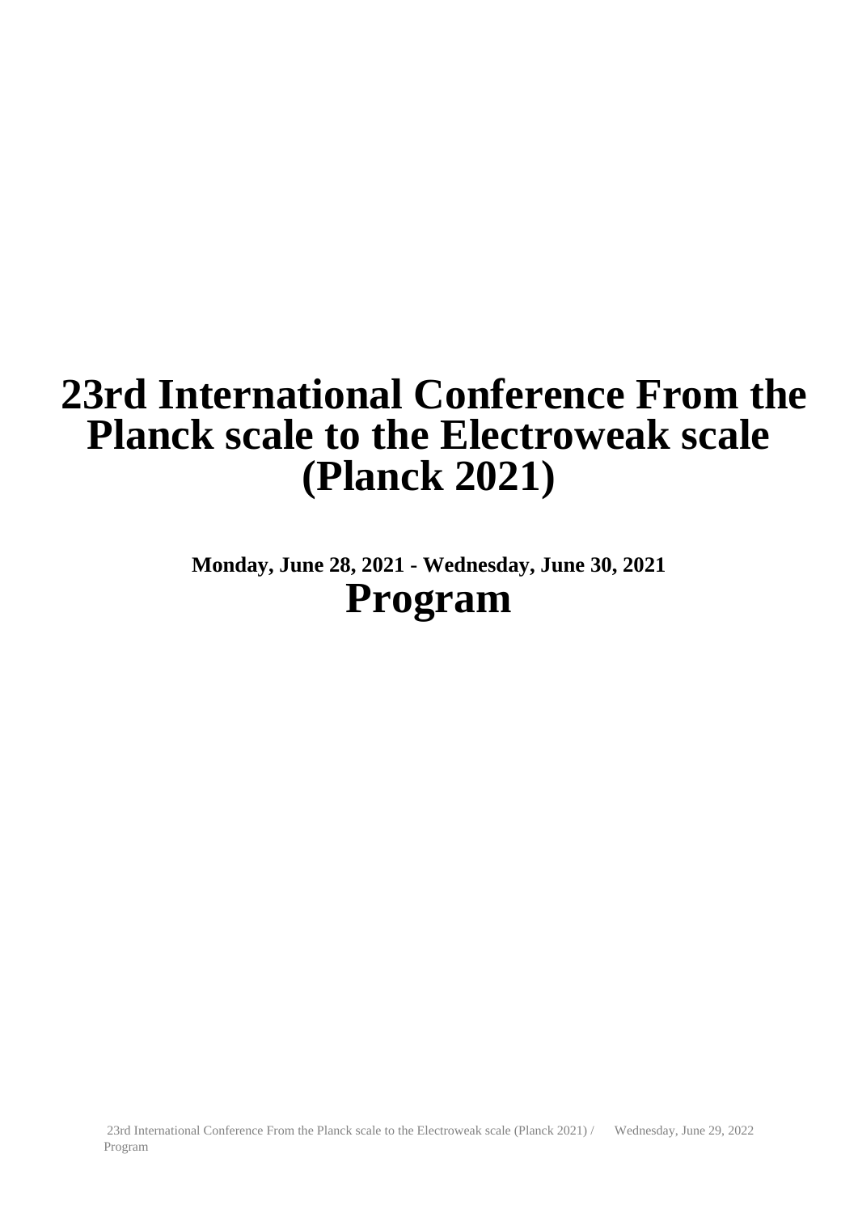# 23rd International Conference From the Planck scale to the Electroweak scale (Planck 2021)

**Monday, June 28, 2021 - Wednesday, June 30, 2021**

# Program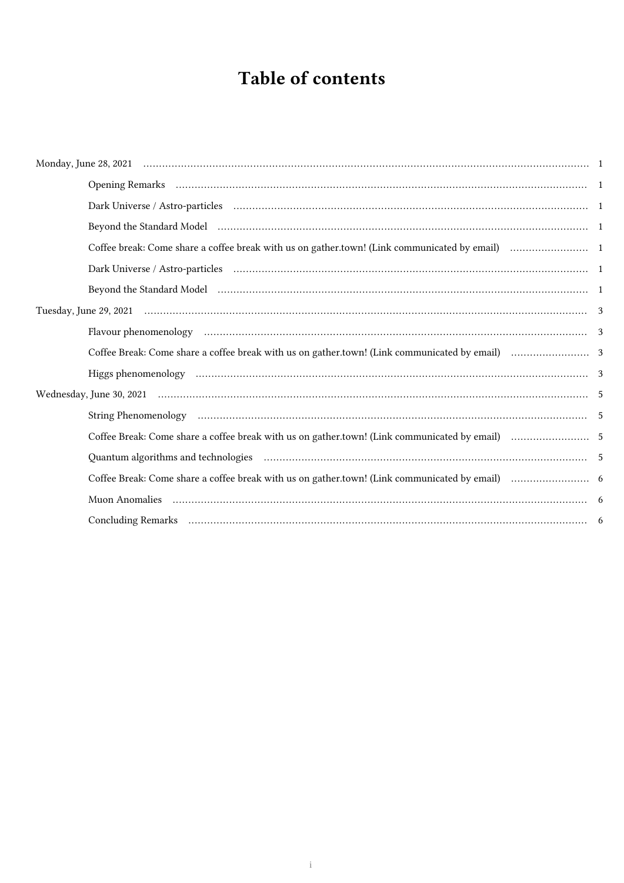# Table of contents

- Monday, June 28, 2021 ..... 1
  - Opening Remarks ..... 1
  - Dark Universe / Astro-particles ..... 1
  - Beyond the Standard Model ..... 1
  - Coffee break: Come share a coffee break with us on gather.town! (Link communicated by email) ..... 1
  - Dark Universe / Astro-particles ..... 1
  - Beyond the Standard Model ..... 1
- Tuesday, June 29, 2021 ..... 3
  - Flavour phenomenology ..... 3
  - Coffee Break: Come share a coffee break with us on gather.town! (Link communicated by email) ..... 3
  - Higgs phenomenology ..... 3
- Wednesday, June 30, 2021 ..... 5
  - String Phenomenology ..... 5
  - Coffee Break: Come share a coffee break with us on gather.town! (Link communicated by email) ..... 5
  - Quantum algorithms and technologies ..... 5
  - Coffee Break: Come share a coffee break with us on gather.town! (Link communicated by email) ..... 6
  - Muon Anomalies ..... 6
  - Concluding Remarks ..... 6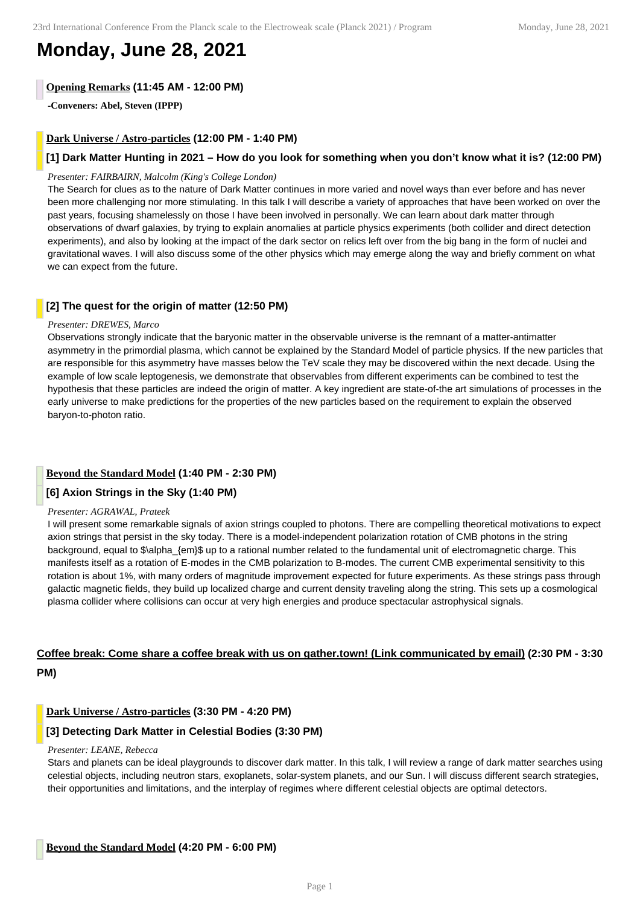# Monday, June 28, 2021

**Opening Remarks (11:45 AM - 12:00 PM)**

**-Conveners: Abel, Steven (IPPP)**

**Dark Universe / Astro-particles (12:00 PM - 1:40 PM)**

### [1] Dark Matter Hunting in 2021 – How do you look for something when you don't know what it is? (12:00 PM)

*Presenter: FAIRBAIRN, Malcolm (King's College London)*

The Search for clues as to the nature of Dark Matter continues in more varied and novel ways than ever before and has never been more challenging nor more stimulating. In this talk I will describe a variety of approaches that have been worked on over the past years, focusing shamelessly on those I have been involved in personally. We can learn about dark matter through observations of dwarf galaxies, by trying to explain anomalies at particle physics experiments (both collider and direct detection experiments), and also by looking at the impact of the dark sector on relics left over from the big bang in the form of nuclei and gravitational waves. I will also discuss some of the other physics which may emerge along the way and briefly comment on what we can expect from the future.

### [2] The quest for the origin of matter (12:50 PM)

*Presenter: DREWES, Marco*

Observations strongly indicate that the baryonic matter in the observable universe is the remnant of a matter-antimatter asymmetry in the primordial plasma, which cannot be explained by the Standard Model of particle physics. If the new particles that are responsible for this asymmetry have masses below the TeV scale they may be discovered within the next decade. Using the example of low scale leptogenesis, we demonstrate that observables from different experiments can be combined to test the hypothesis that these particles are indeed the origin of matter. A key ingredient are state-of-the art simulations of processes in the early universe to make predictions for the properties of the new particles based on the requirement to explain the observed baryon-to-photon ratio.

**Beyond the Standard Model (1:40 PM - 2:30 PM)**

### [6] Axion Strings in the Sky (1:40 PM)

*Presenter: AGRAWAL, Prateek*

I will present some remarkable signals of axion strings coupled to photons. There are compelling theoretical motivations to expect axion strings that persist in the sky today. There is a model-independent polarization rotation of CMB photons in the string background, equal to $\alpha_{em}$ up to a rational number related to the fundamental unit of electromagnetic charge. This manifests itself as a rotation of E-modes in the CMB polarization to B-modes. The current CMB experimental sensitivity to this rotation is about 1%, with many orders of magnitude improvement expected for future experiments. As these strings pass through galactic magnetic fields, they build up localized charge and current density traveling along the string. This sets up a cosmological plasma collider where collisions can occur at very high energies and produce spectacular astrophysical signals.

**Coffee break: Come share a coffee break with us on gather.town! (Link communicated by email) (2:30 PM - 3:30 PM)**

**Dark Universe / Astro-particles (3:30 PM - 4:20 PM)**

### [3] Detecting Dark Matter in Celestial Bodies (3:30 PM)

*Presenter: LEANE, Rebecca*

Stars and planets can be ideal playgrounds to discover dark matter. In this talk, I will review a range of dark matter searches using celestial objects, including neutron stars, exoplanets, solar-system planets, and our Sun. I will discuss different search strategies, their opportunities and limitations, and the interplay of regimes where different celestial objects are optimal detectors.

**Beyond the Standard Model (4:20 PM - 6:00 PM)**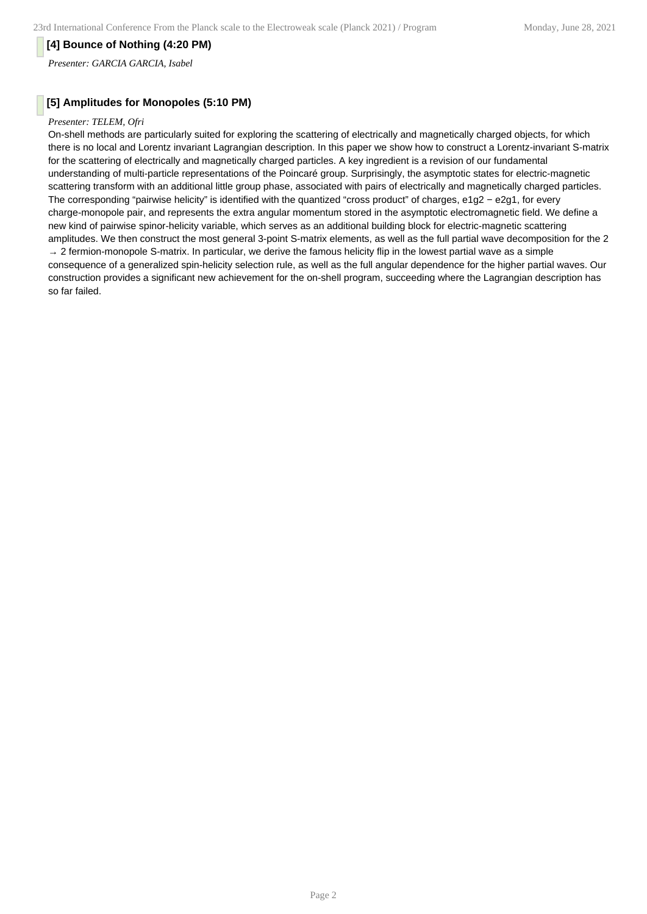### [4] Bounce of Nothing (4:20 PM)

*Presenter: GARCIA GARCIA, Isabel*

### [5] Amplitudes for Monopoles (5:10 PM)

*Presenter: TELEM, Ofri*

On-shell methods are particularly suited for exploring the scattering of electrically and magnetically charged objects, for which there is no local and Lorentz invariant Lagrangian description. In this paper we show how to construct a Lorentz-invariant S-matrix for the scattering of electrically and magnetically charged particles. A key ingredient is a revision of our fundamental understanding of multi-particle representations of the Poincaré group. Surprisingly, the asymptotic states for electric-magnetic scattering transform with an additional little group phase, associated with pairs of electrically and magnetically charged particles. The corresponding "pairwise helicity" is identified with the quantized "cross product" of charges, $e_1g_2 - e_2g_1$, for every charge-monopole pair, and represents the extra angular momentum stored in the asymptotic electromagnetic field. We define a new kind of pairwise spinor-helicity variable, which serves as an additional building block for electric-magnetic scattering amplitudes. We then construct the most general 3-point S-matrix elements, as well as the full partial wave decomposition for the $2 \to 2$ fermion-monopole S-matrix. In particular, we derive the famous helicity flip in the lowest partial wave as a simple consequence of a generalized spin-helicity selection rule, as well as the full angular dependence for the higher partial waves. Our construction provides a significant new achievement for the on-shell program, succeeding where the Lagrangian description has so far failed.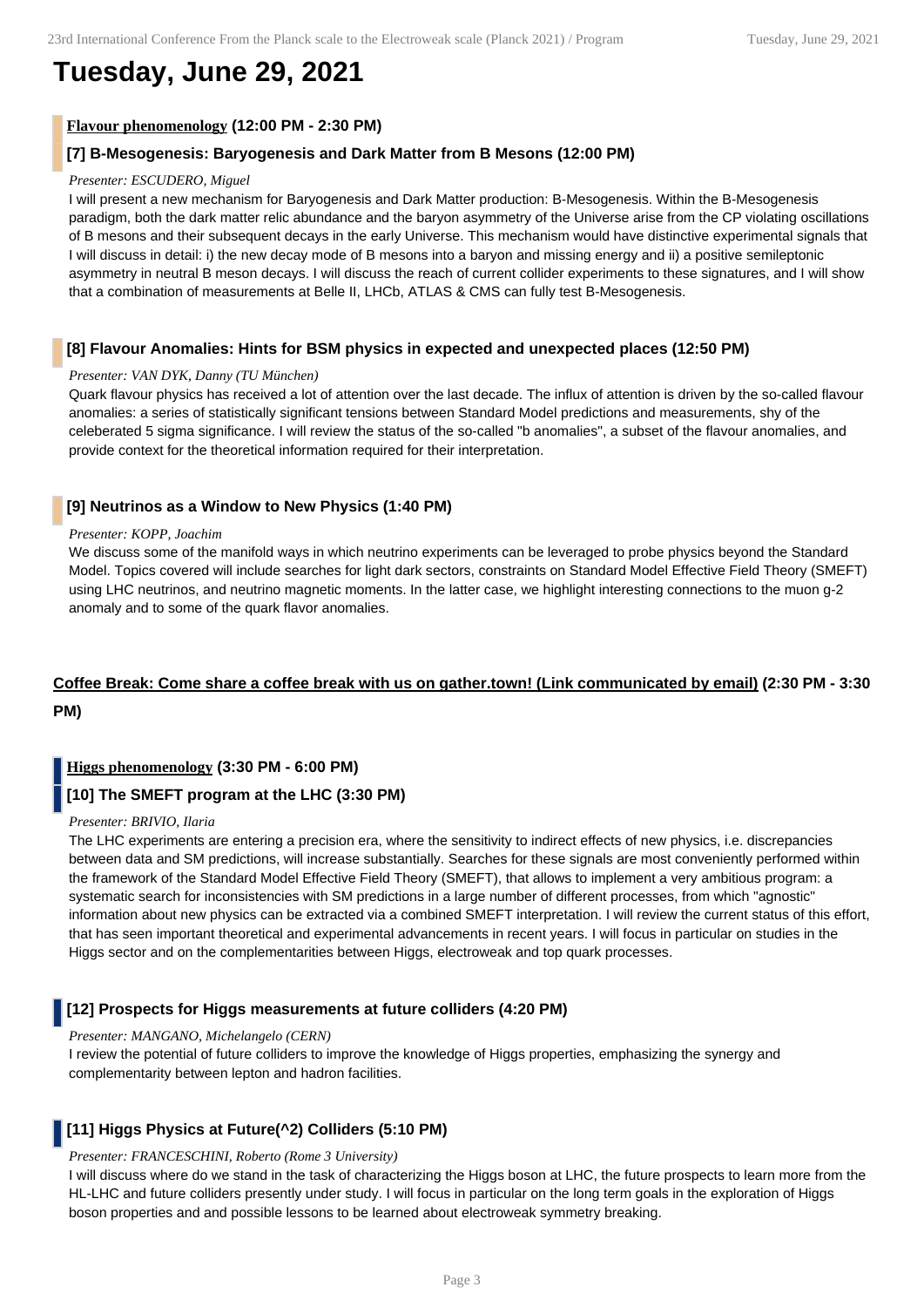# Tuesday, June 29, 2021

## Flavour phenomenology (12:00 PM - 2:30 PM)

### [7] B-Mesogenesis: Baryogenesis and Dark Matter from B Mesons (12:00 PM)

*Presenter: ESCUDERO, Miguel*

I will present a new mechanism for Baryogenesis and Dark Matter production: B-Mesogenesis. Within the B-Mesogenesis paradigm, both the dark matter relic abundance and the baryon asymmetry of the Universe arise from the CP violating oscillations of B mesons and their subsequent decays in the early Universe. This mechanism would have distinctive experimental signals that I will discuss in detail: i) the new decay mode of B mesons into a baryon and missing energy and ii) a positive semileptonic asymmetry in neutral B meson decays. I will discuss the reach of current collider experiments to these signatures, and I will show that a combination of measurements at Belle II, LHCb, ATLAS & CMS can fully test B-Mesogenesis.

### [8] Flavour Anomalies: Hints for BSM physics in expected and unexpected places (12:50 PM)

*Presenter: VAN DYK, Danny (TU München)*

Quark flavour physics has received a lot of attention over the last decade. The influx of attention is driven by the so-called flavour anomalies: a series of statistically significant tensions between Standard Model predictions and measurements, shy of the celeberated 5 sigma significance. I will review the status of the so-called "b anomalies", a subset of the flavour anomalies, and provide context for the theoretical information required for their interpretation.

### [9] Neutrinos as a Window to New Physics (1:40 PM)

*Presenter: KOPP, Joachim*

We discuss some of the manifold ways in which neutrino experiments can be leveraged to probe physics beyond the Standard Model. Topics covered will include searches for light dark sectors, constraints on Standard Model Effective Field Theory (SMEFT) using LHC neutrinos, and neutrino magnetic moments. In the latter case, we highlight interesting connections to the muon g-2 anomaly and to some of the quark flavor anomalies.

## Coffee Break: Come share a coffee break with us on gather.town! (Link communicated by email) (2:30 PM - 3:30 PM)

## Higgs phenomenology (3:30 PM - 6:00 PM)

### [10] The SMEFT program at the LHC (3:30 PM)

*Presenter: BRIVIO, Ilaria*

The LHC experiments are entering a precision era, where the sensitivity to indirect effects of new physics, i.e. discrepancies between data and SM predictions, will increase substantially. Searches for these signals are most conveniently performed within the framework of the Standard Model Effective Field Theory (SMEFT), that allows to implement a very ambitious program: a systematic search for inconsistencies with SM predictions in a large number of different processes, from which "agnostic" information about new physics can be extracted via a combined SMEFT interpretation. I will review the current status of this effort, that has seen important theoretical and experimental advancements in recent years. I will focus in particular on studies in the Higgs sector and on the complementarities between Higgs, electroweak and top quark processes.

### [12] Prospects for Higgs measurements at future colliders (4:20 PM)

*Presenter: MANGANO, Michelangelo (CERN)*

I review the potential of future colliders to improve the knowledge of Higgs properties, emphasizing the synergy and complementarity between lepton and hadron facilities.

### [11] Higgs Physics at Future(^2) Colliders (5:10 PM)

*Presenter: FRANCESCHINI, Roberto (Rome 3 University)*

I will discuss where do we stand in the task of characterizing the Higgs boson at LHC, the future prospects to learn more from the HL-LHC and future colliders presently under study. I will focus in particular on the long term goals in the exploration of Higgs boson properties and and possible lessons to be learned about electroweak symmetry breaking.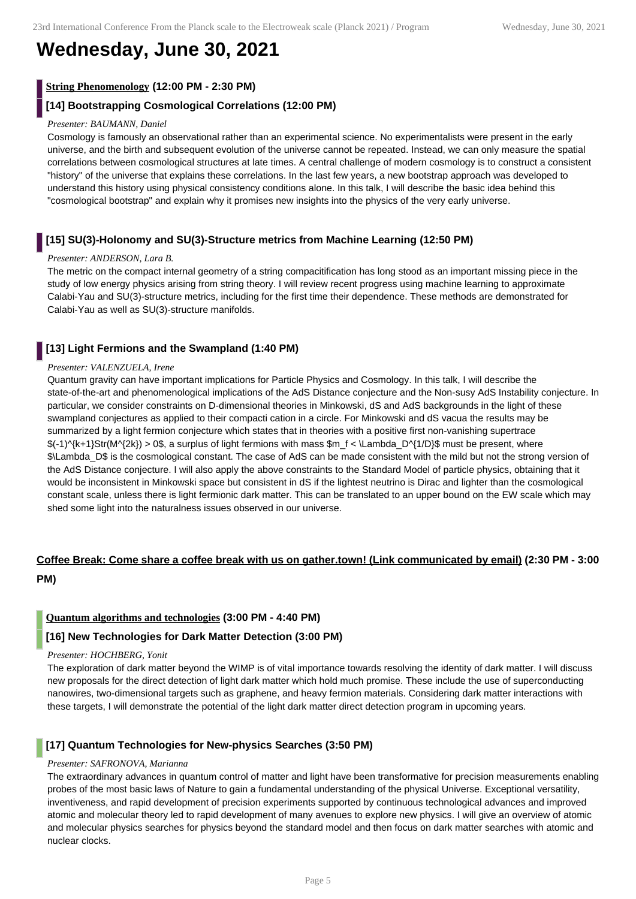# Wednesday, June 30, 2021

## String Phenomenology (12:00 PM - 2:30 PM)

### [14] Bootstrapping Cosmological Correlations (12:00 PM)

*Presenter: BAUMANN, Daniel*

Cosmology is famously an observational rather than an experimental science. No experimentalists were present in the early universe, and the birth and subsequent evolution of the universe cannot be repeated. Instead, we can only measure the spatial correlations between cosmological structures at late times. A central challenge of modern cosmology is to construct a consistent "history" of the universe that explains these correlations. In the last few years, a new bootstrap approach was developed to understand this history using physical consistency conditions alone. In this talk, I will describe the basic idea behind this "cosmological bootstrap" and explain why it promises new insights into the physics of the very early universe.

### [15] SU(3)-Holonomy and SU(3)-Structure metrics from Machine Learning (12:50 PM)

*Presenter: ANDERSON, Lara B.*

The metric on the compact internal geometry of a string compacitification has long stood as an important missing piece in the study of low energy physics arising from string theory. I will review recent progress using machine learning to approximate Calabi-Yau and SU(3)-structure metrics, including for the first time their dependence. These methods are demonstrated for Calabi-Yau as well as SU(3)-structure manifolds.

### [13] Light Fermions and the Swampland (1:40 PM)

*Presenter: VALENZUELA, Irene*

Quantum gravity can have important implications for Particle Physics and Cosmology. In this talk, I will describe the state-of-the-art and phenomenological implications of the AdS Distance conjecture and the Non-susy AdS Instability conjecture. In particular, we consider constraints on D-dimensional theories in Minkowski, dS and AdS backgrounds in the light of these swampland conjectures as applied to their compacti cation in a circle. For Minkowski and dS vacua the results may be summarized by a light fermion conjecture which states that in theories with a positive first non-vanishing supertrace $(-1)^{k+1}Str(M^{2k}) > 0$, a surplus of light fermions with mass $m_f < \Lambda_D^{1/D}$ must be present, where $\Lambda_D$ is the cosmological constant. The case of AdS can be made consistent with the mild but not the strong version of the AdS Distance conjecture. I will also apply the above constraints to the Standard Model of particle physics, obtaining that it would be inconsistent in Minkowski space but consistent in dS if the lightest neutrino is Dirac and lighter than the cosmological constant scale, unless there is light fermionic dark matter. This can be translated to an upper bound on the EW scale which may shed some light into the naturalness issues observed in our universe.

## Coffee Break: Come share a coffee break with us on gather.town! (Link communicated by email) (2:30 PM - 3:00 PM)

## Quantum algorithms and technologies (3:00 PM - 4:40 PM)

### [16] New Technologies for Dark Matter Detection (3:00 PM)

*Presenter: HOCHBERG, Yonit*

The exploration of dark matter beyond the WIMP is of vital importance towards resolving the identity of dark matter. I will discuss new proposals for the direct detection of light dark matter which hold much promise. These include the use of superconducting nanowires, two-dimensional targets such as graphene, and heavy fermion materials. Considering dark matter interactions with these targets, I will demonstrate the potential of the light dark matter direct detection program in upcoming years.

### [17] Quantum Technologies for New-physics Searches (3:50 PM)

*Presenter: SAFRONOVA, Marianna*

The extraordinary advances in quantum control of matter and light have been transformative for precision measurements enabling probes of the most basic laws of Nature to gain a fundamental understanding of the physical Universe. Exceptional versatility, inventiveness, and rapid development of precision experiments supported by continuous technological advances and improved atomic and molecular theory led to rapid development of many avenues to explore new physics. I will give an overview of atomic and molecular physics searches for physics beyond the standard model and then focus on dark matter searches with atomic and nuclear clocks.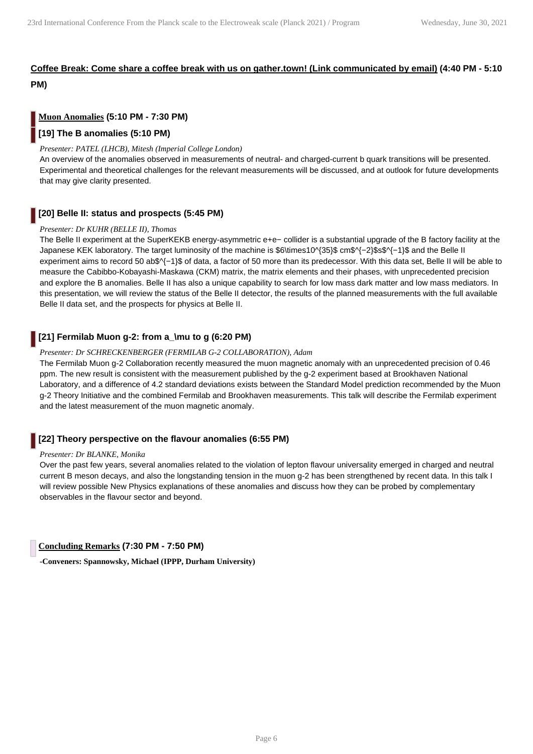**Coffee Break: Come share a coffee break with us on gather.town! (Link communicated by email) (4:40 PM - 5:10 PM)**

## Muon Anomalies (5:10 PM - 7:30 PM)

### [19] The B anomalies (5:10 PM)

*Presenter: PATEL (LHCB), Mitesh (Imperial College London)*

An overview of the anomalies observed in measurements of neutral- and charged-current b quark transitions will be presented. Experimental and theoretical challenges for the relevant measurements will be discussed, and at outlook for future developments that may give clarity presented.

### [20] Belle II: status and prospects (5:45 PM)

*Presenter: Dr KUHR (BELLE II), Thomas*

The Belle II experiment at the SuperKEKB energy-asymmetric e+e− collider is a substantial upgrade of the B factory facility at the Japanese KEK laboratory. The target luminosity of the machine is $6\times10^{35}$ cm$^{−2}$s$^{−1}$ and the Belle II experiment aims to record 50 ab$^{−1}$ of data, a factor of 50 more than its predecessor. With this data set, Belle II will be able to measure the Cabibbo-Kobayashi-Maskawa (CKM) matrix, the matrix elements and their phases, with unprecedented precision and explore the B anomalies. Belle II has also a unique capability to search for low mass dark matter and low mass mediators. In this presentation, we will review the status of the Belle II detector, the results of the planned measurements with the full available Belle II data set, and the prospects for physics at Belle II.

### [21] Fermilab Muon g-2: from a_\mu to g (6:20 PM)

*Presenter: Dr SCHRECKENBERGER (FERMILAB G-2 COLLABORATION), Adam*

The Fermilab Muon g-2 Collaboration recently measured the muon magnetic anomaly with an unprecedented precision of 0.46 ppm. The new result is consistent with the measurement published by the g-2 experiment based at Brookhaven National Laboratory, and a difference of 4.2 standard deviations exists between the Standard Model prediction recommended by the Muon g-2 Theory Initiative and the combined Fermilab and Brookhaven measurements. This talk will describe the Fermilab experiment and the latest measurement of the muon magnetic anomaly.

### [22] Theory perspective on the flavour anomalies (6:55 PM)

*Presenter: Dr BLANKE, Monika*

Over the past few years, several anomalies related to the violation of lepton flavour universality emerged in charged and neutral current B meson decays, and also the longstanding tension in the muon g-2 has been strengthened by recent data. In this talk I will review possible New Physics explanations of these anomalies and discuss how they can be probed by complementary observables in the flavour sector and beyond.

## Concluding Remarks (7:30 PM - 7:50 PM)

**-Conveners: Spannowsky, Michael (IPPP, Durham University)**